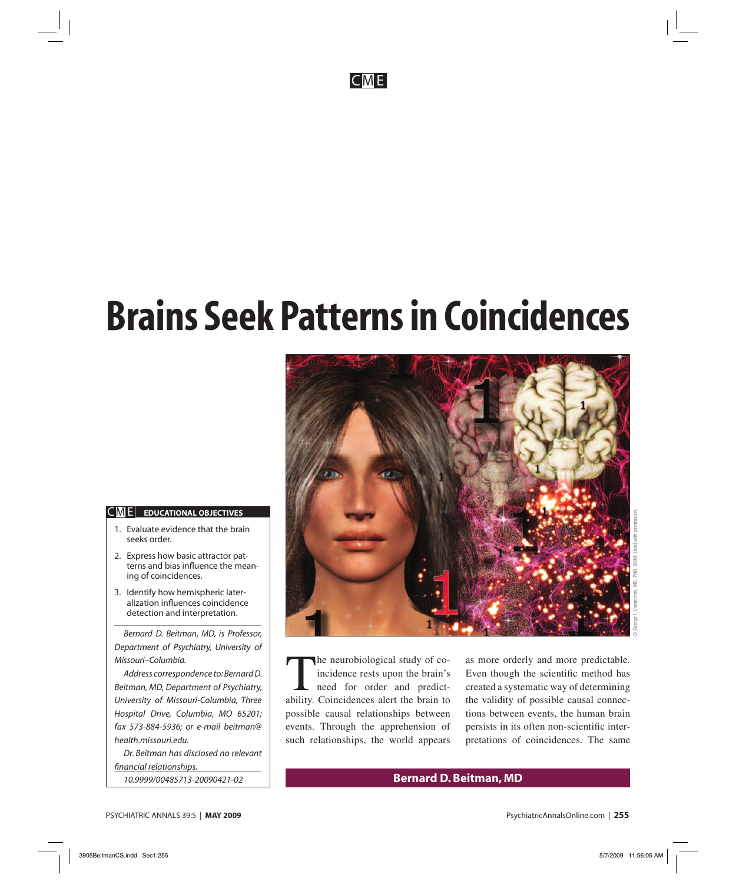CME

# Brains Seek Patterns in Coincidences

**CME EDUCATIONAL OBJECTIVES**

1. Evaluate evidence that the brain seeks order.
2. Express how basic attractor patterns and bias influence the meaning of coincidences.
3. Identify how hemispheric lateralization influences coincidence detection and interpretation.

*Bernard D. Beitman, MD, is Professor, Department of Psychiatry, University of Missouri–Columbia.*

*Address correspondence to: Bernard D. Beitman, MD, Department of Psychiatry, University of Missouri-Columbia, Three Hospital Drive, Columbia, MO 65201; fax 573-884-5936; or e-mail beitman@health.missouri.edu.*

*Dr. Beitman has disclosed no relevant financial relationships.*

*10.9999/00485713-20090421-02*

© George I. Viamontes, MD, PhD, 2009. Used with permission.

**Bernard D. Beitman, MD**

The neurobiological study of coincidence rests upon the brain's need for order and predictability. Coincidences alert the brain to possible causal relationships between events. Through the apprehension of such relationships, the world appears as more orderly and more predictable. Even though the scientific method has created a systematic way of determining the validity of possible causal connections between events, the human brain persists in its often non-scientific interpretations of coincidences. The same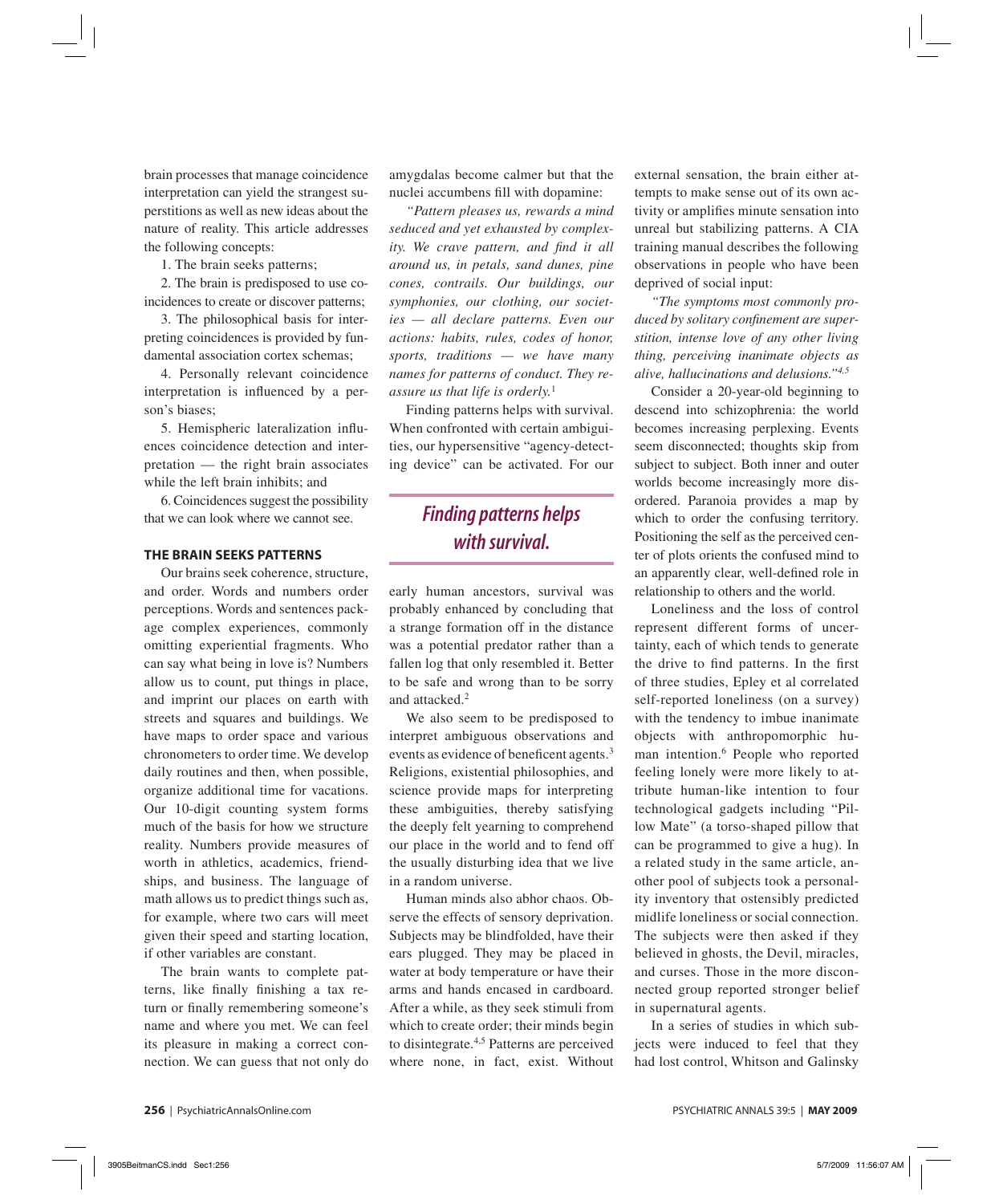brain processes that manage coincidence interpretation can yield the strangest superstitions as well as new ideas about the nature of reality. This article addresses the following concepts:

1. The brain seeks patterns;

2. The brain is predisposed to use coincidences to create or discover patterns;

3. The philosophical basis for interpreting coincidences is provided by fundamental association cortex schemas;

4. Personally relevant coincidence interpretation is influenced by a person's biases;

5. Hemispheric lateralization influences coincidence detection and interpretation — the right brain associates while the left brain inhibits; and

6. Coincidences suggest the possibility that we can look where we cannot see.

## THE BRAIN SEEKS PATTERNS

Our brains seek coherence, structure, and order. Words and numbers order perceptions. Words and sentences package complex experiences, commonly omitting experiential fragments. Who can say what being in love is? Numbers allow us to count, put things in place, and imprint our places on earth with streets and squares and buildings. We have maps to order space and various chronometers to order time. We develop daily routines and then, when possible, organize additional time for vacations. Our 10-digit counting system forms much of the basis for how we structure reality. Numbers provide measures of worth in athletics, academics, friendships, and business. The language of math allows us to predict things such as, for example, where two cars will meet given their speed and starting location, if other variables are constant.

The brain wants to complete patterns, like finally finishing a tax return or finally remembering someone's name and where you met. We can feel its pleasure in making a correct connection. We can guess that not only do amygdalas become calmer but that the nuclei accumbens fill with dopamine:

*"Pattern pleases us, rewards a mind seduced and yet exhausted by complexity. We crave pattern, and find it all around us, in petals, sand dunes, pine cones, contrails. Our buildings, our symphonies, our clothing, our societies — all declare patterns. Even our actions: habits, rules, codes of honor, sports, traditions — we have many names for patterns of conduct. They reassure us that life is orderly.*[1]

Finding patterns helps with survival. When confronted with certain ambiguities, our hypersensitive "agency-detecting device" can be activated. For our early human ancestors, survival was probably enhanced by concluding that a strange formation off in the distance was a potential predator rather than a fallen log that only resembled it. Better to be safe and wrong than to be sorry and attacked.[2]

> **Finding patterns helps with survival.**

We also seem to be predisposed to interpret ambiguous observations and events as evidence of beneficent agents.[3] Religions, existential philosophies, and science provide maps for interpreting these ambiguities, thereby satisfying the deeply felt yearning to comprehend our place in the world and to fend off the usually disturbing idea that we live in a random universe.

Human minds also abhor chaos. Observe the effects of sensory deprivation. Subjects may be blindfolded, have their ears plugged. They may be placed in water at body temperature or have their arms and hands encased in cardboard. After a while, as they seek stimuli from which to create order; their minds begin to disintegrate.[4,5] Patterns are perceived where none, in fact, exist. Without external sensation, the brain either attempts to make sense out of its own activity or amplifies minute sensation into unreal but stabilizing patterns. A CIA training manual describes the following observations in people who have been deprived of social input:

*"The symptoms most commonly produced by solitary confinement are superstition, intense love of any other living thing, perceiving inanimate objects as alive, hallucinations and delusions."*[4,5]

Consider a 20-year-old beginning to descend into schizophrenia: the world becomes increasing perplexing. Events seem disconnected; thoughts skip from subject to subject. Both inner and outer worlds become increasingly more disordered. Paranoia provides a map by which to order the confusing territory. Positioning the self as the perceived center of plots orients the confused mind to an apparently clear, well-defined role in relationship to others and the world.

Loneliness and the loss of control represent different forms of uncertainty, each of which tends to generate the drive to find patterns. In the first of three studies, Epley et al correlated self-reported loneliness (on a survey) with the tendency to imbue inanimate objects with anthropomorphic human intention.[6] People who reported feeling lonely were more likely to attribute human-like intention to four technological gadgets including "Pillow Mate" (a torso-shaped pillow that can be programmed to give a hug). In a related study in the same article, another pool of subjects took a personality inventory that ostensibly predicted midlife loneliness or social connection. The subjects were then asked if they believed in ghosts, the Devil, miracles, and curses. Those in the more disconnected group reported stronger belief in supernatural agents.

In a series of studies in which subjects were induced to feel that they had lost control, Whitson and Galinsky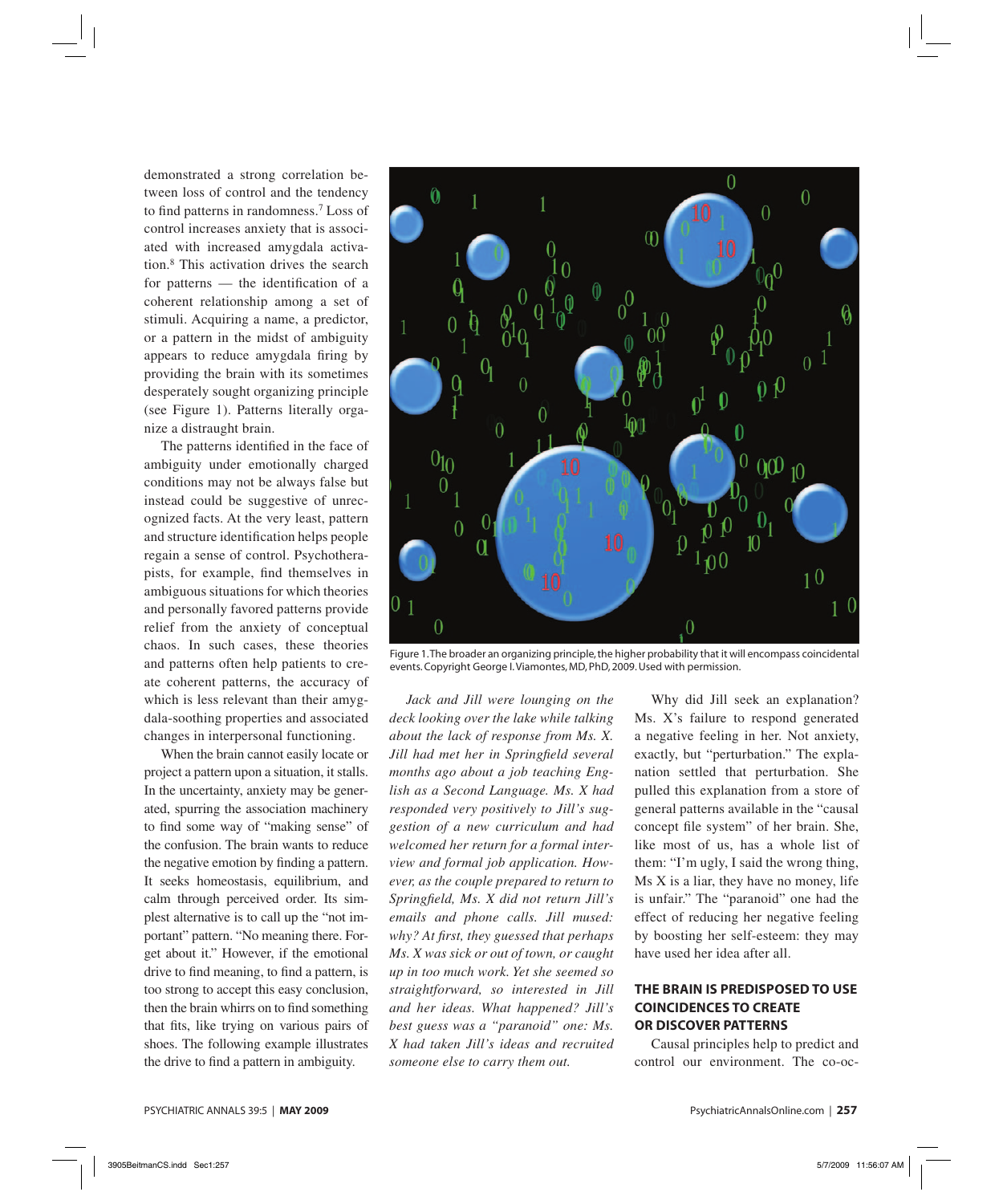demonstrated a strong correlation between loss of control and the tendency to find patterns in randomness.[7] Loss of control increases anxiety that is associated with increased amygdala activation.[8] This activation drives the search for patterns — the identification of a coherent relationship among a set of stimuli. Acquiring a name, a predictor, or a pattern in the midst of ambiguity appears to reduce amygdala firing by providing the brain with its sometimes desperately sought organizing principle (see Figure 1). Patterns literally organize a distraught brain.

The patterns identified in the face of ambiguity under emotionally charged conditions may not be always false but instead could be suggestive of unrecognized facts. At the very least, pattern and structure identification helps people regain a sense of control. Psychotherapists, for example, find themselves in ambiguous situations for which theories and personally favored patterns provide relief from the anxiety of conceptual chaos. In such cases, these theories and patterns often help patients to create coherent patterns, the accuracy of which is less relevant than their amygdala-soothing properties and associated changes in interpersonal functioning.

When the brain cannot easily locate or project a pattern upon a situation, it stalls. In the uncertainty, anxiety may be generated, spurring the association machinery to find some way of "making sense" of the confusion. The brain wants to reduce the negative emotion by finding a pattern. It seeks homeostasis, equilibrium, and calm through perceived order. Its simplest alternative is to call up the "not important" pattern. "No meaning there. Forget about it." However, if the emotional drive to find meaning, to find a pattern, is too strong to accept this easy conclusion, then the brain whirrs on to find something that fits, like trying on various pairs of shoes. The following example illustrates the drive to find a pattern in ambiguity.

Figure 1. The broader an organizing principle, the higher probability that it will encompass coincidental events. Copyright George I. Viamontes, MD, PhD, 2009. Used with permission.

*Jack and Jill were lounging on the deck looking over the lake while talking about the lack of response from Ms. X. Jill had met her in Springfield several months ago about a job teaching English as a Second Language. Ms. X had responded very positively to Jill's suggestion of a new curriculum and had welcomed her return for a formal interview and formal job application. However, as the couple prepared to return to Springfield, Ms. X did not return Jill's emails and phone calls. Jill mused: why? At first, they guessed that perhaps Ms. X was sick or out of town, or caught up in too much work. Yet she seemed so straightforward, so interested in Jill and her ideas. What happened? Jill's best guess was a "paranoid" one: Ms. X had taken Jill's ideas and recruited someone else to carry them out.*

Why did Jill seek an explanation? Ms. X's failure to respond generated a negative feeling in her. Not anxiety, exactly, but "perturbation." The explanation settled that perturbation. She pulled this explanation from a store of general patterns available in the "causal concept file system" of her brain. She, like most of us, has a whole list of them: "I'm ugly, I said the wrong thing, Ms X is a liar, they have no money, life is unfair." The "paranoid" one had the effect of reducing her negative feeling by boosting her self-esteem: they may have used her idea after all.

## THE BRAIN IS PREDISPOSED TO USE COINCIDENCES TO CREATE OR DISCOVER PATTERNS

Causal principles help to predict and control our environment. The co-oc-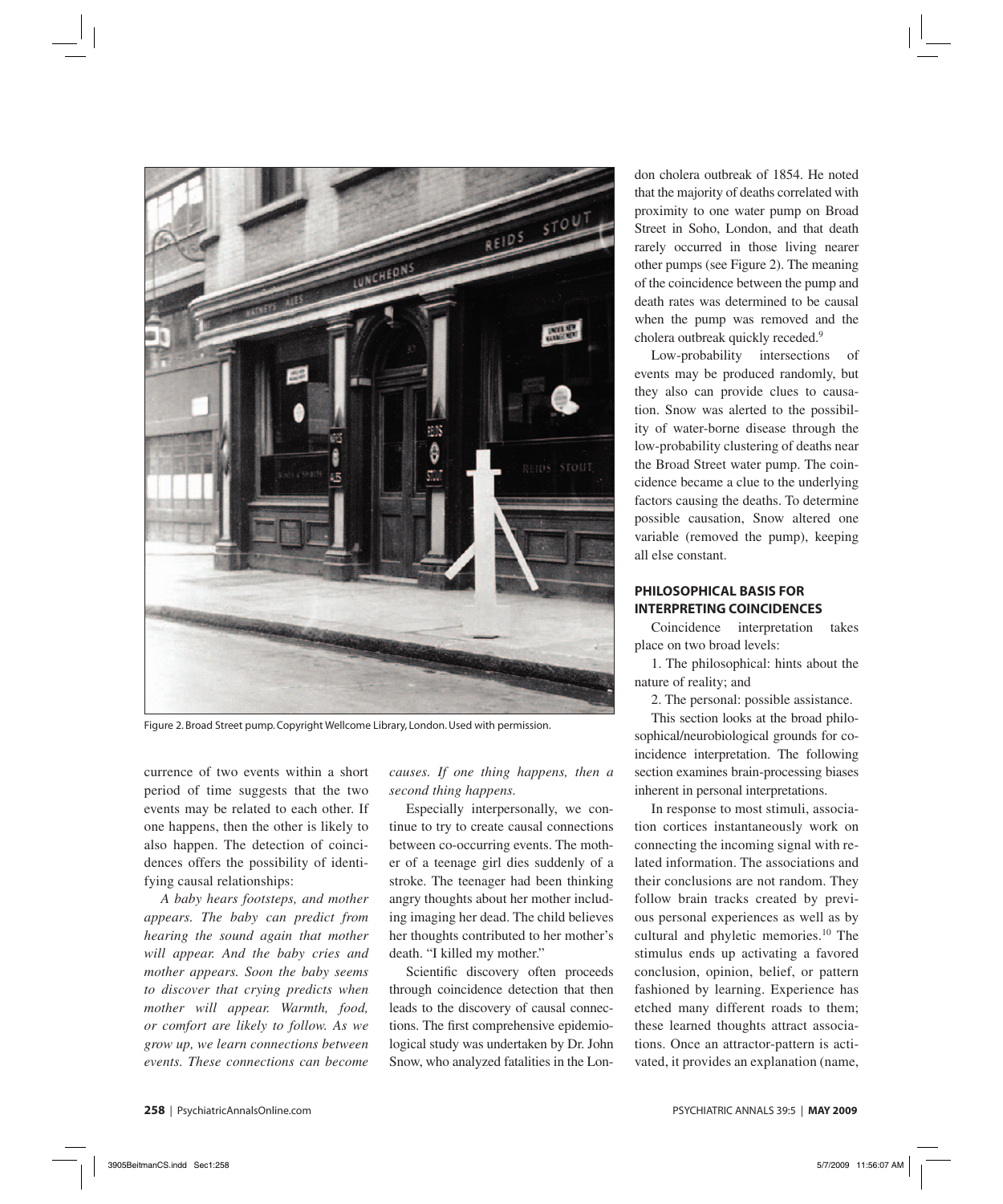Figure 2. Broad Street pump. Copyright Wellcome Library, London. Used with permission.

currence of two events within a short period of time suggests that the two events may be related to each other. If one happens, then the other is likely to also happen. The detection of coincidences offers the possibility of identifying causal relationships:

*A baby hears footsteps, and mother appears. The baby can predict from hearing the sound again that mother will appear. And the baby cries and mother appears. Soon the baby seems to discover that crying predicts when mother will appear. Warmth, food, or comfort are likely to follow. As we grow up, we learn connections between events. These connections can become causes. If one thing happens, then a second thing happens.*

Especially interpersonally, we continue to try to create causal connections between co-occurring events. The mother of a teenage girl dies suddenly of a stroke. The teenager had been thinking angry thoughts about her mother including imaging her dead. The child believes her thoughts contributed to her mother's death. "I killed my mother."

Scientific discovery often proceeds through coincidence detection that then leads to the discovery of causal connections. The first comprehensive epidemiological study was undertaken by Dr. John Snow, who analyzed fatalities in the London cholera outbreak of 1854. He noted that the majority of deaths correlated with proximity to one water pump on Broad Street in Soho, London, and that death rarely occurred in those living nearer other pumps (see Figure 2). The meaning of the coincidence between the pump and death rates was determined to be causal when the pump was removed and the cholera outbreak quickly receded.[9]

Low-probability intersections of events may be produced randomly, but they also can provide clues to causation. Snow was alerted to the possibility of water-borne disease through the low-probability clustering of deaths near the Broad Street water pump. The coincidence became a clue to the underlying factors causing the deaths. To determine possible causation, Snow altered one variable (removed the pump), keeping all else constant.

## PHILOSOPHICAL BASIS FOR INTERPRETING COINCIDENCES

Coincidence interpretation takes place on two broad levels:

1. The philosophical: hints about the nature of reality; and
2. The personal: possible assistance.

This section looks at the broad philosophical/neurobiological grounds for coincidence interpretation. The following section examines brain-processing biases inherent in personal interpretations.

In response to most stimuli, association cortices instantaneously work on connecting the incoming signal with related information. The associations and their conclusions are not random. They follow brain tracks created by previous personal experiences as well as by cultural and phyletic memories.[10] The stimulus ends up activating a favored conclusion, opinion, belief, or pattern fashioned by learning. Experience has etched many different roads to them; these learned thoughts attract associations. Once an attractor-pattern is activated, it provides an explanation (name,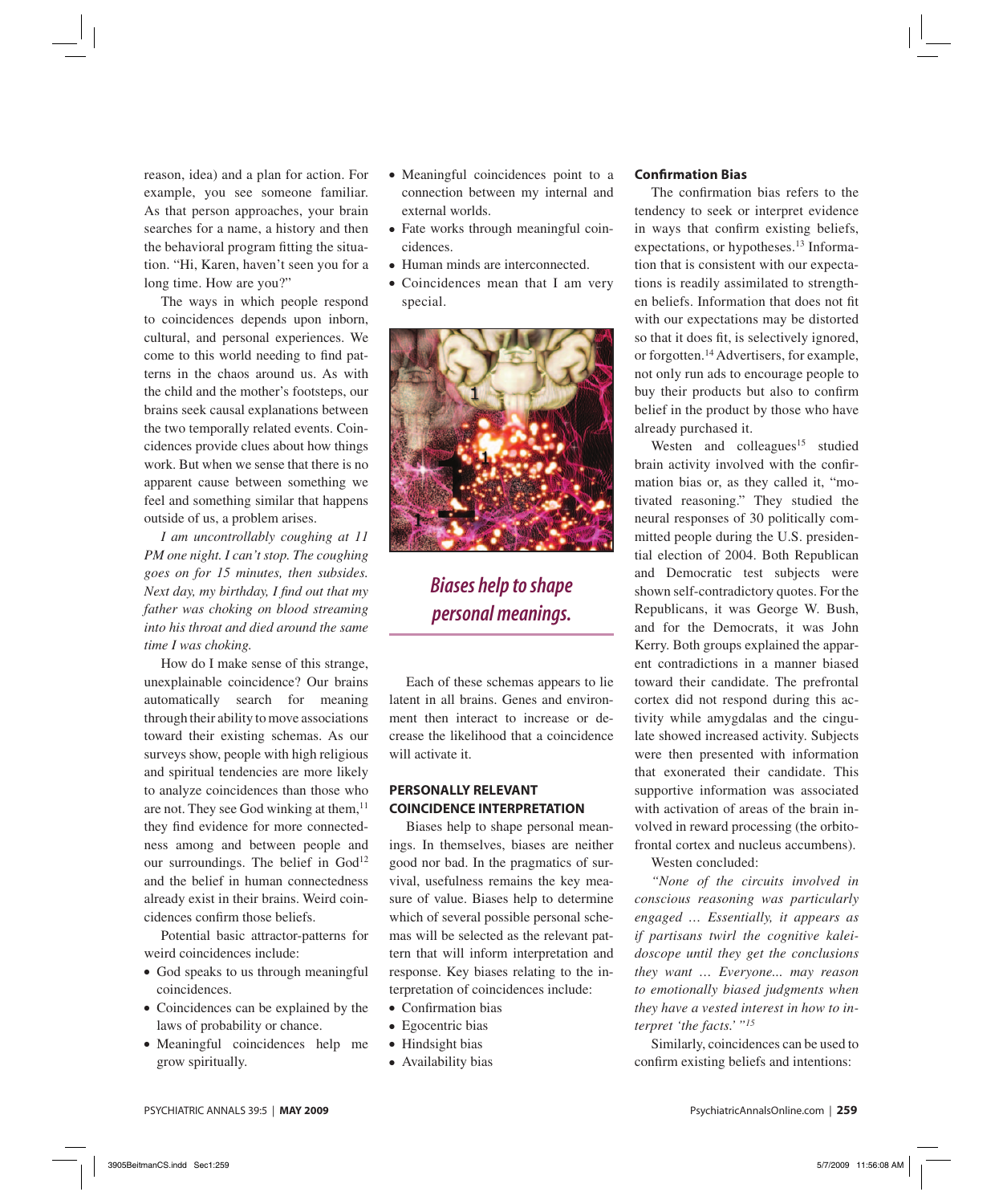reason, idea) and a plan for action. For example, you see someone familiar. As that person approaches, your brain searches for a name, a history and then the behavioral program fitting the situation. "Hi, Karen, haven't seen you for a long time. How are you?"

The ways in which people respond to coincidences depends upon inborn, cultural, and personal experiences. We come to this world needing to find patterns in the chaos around us. As with the child and the mother's footsteps, our brains seek causal explanations between the two temporally related events. Coincidences provide clues about how things work. But when we sense that there is no apparent cause between something we feel and something similar that happens outside of us, a problem arises.

*I am uncontrollably coughing at 11 PM one night. I can't stop. The coughing goes on for 15 minutes, then subsides. Next day, my birthday, I find out that my father was choking on blood streaming into his throat and died around the same time I was choking.*

How do I make sense of this strange, unexplainable coincidence? Our brains automatically search for meaning through their ability to move associations toward their existing schemas. As our surveys show, people with high religious and spiritual tendencies are more likely to analyze coincidences than those who are not. They see God winking at them,[11] they find evidence for more connectedness among and between people and our surroundings. The belief in God[12] and the belief in human connectedness already exist in their brains. Weird coincidences confirm those beliefs.

Potential basic attractor-patterns for weird coincidences include:

- God speaks to us through meaningful coincidences.
- Coincidences can be explained by the laws of probability or chance.
- Meaningful coincidences help me grow spiritually.
- Meaningful coincidences point to a connection between my internal and external worlds.
- Fate works through meaningful coincidences.
- Human minds are interconnected.
- Coincidences mean that I am very special.

*Biases help to shape personal meanings.*

Each of these schemas appears to lie latent in all brains. Genes and environment then interact to increase or decrease the likelihood that a coincidence will activate it.

## PERSONALLY RELEVANT COINCIDENCE INTERPRETATION

Biases help to shape personal meanings. In themselves, biases are neither good nor bad. In the pragmatics of survival, usefulness remains the key measure of value. Biases help to determine which of several possible personal schemas will be selected as the relevant pattern that will inform interpretation and response. Key biases relating to the interpretation of coincidences include:

- Confirmation bias
- Egocentric bias
- Hindsight bias
- Availability bias

### Confirmation Bias

The confirmation bias refers to the tendency to seek or interpret evidence in ways that confirm existing beliefs, expectations, or hypotheses.[13] Information that is consistent with our expectations is readily assimilated to strengthen beliefs. Information that does not fit with our expectations may be distorted so that it does fit, is selectively ignored, or forgotten.[14] Advertisers, for example, not only run ads to encourage people to buy their products but also to confirm belief in the product by those who have already purchased it.

Westen and colleagues[15] studied brain activity involved with the confirmation bias or, as they called it, "motivated reasoning." They studied the neural responses of 30 politically committed people during the U.S. presidential election of 2004. Both Republican and Democratic test subjects were shown self-contradictory quotes. For the Republicans, it was George W. Bush, and for the Democrats, it was John Kerry. Both groups explained the apparent contradictions in a manner biased toward their candidate. The prefrontal cortex did not respond during this activity while amygdalas and the cingulate showed increased activity. Subjects were then presented with information that exonerated their candidate. This supportive information was associated with activation of areas of the brain involved in reward processing (the orbitofrontal cortex and nucleus accumbens).

Westen concluded:

*"None of the circuits involved in conscious reasoning was particularly engaged … Essentially, it appears as if partisans twirl the cognitive kaleidoscope until they get the conclusions they want … Everyone... may reason to emotionally biased judgments when they have a vested interest in how to interpret 'the facts.'"*[15]

Similarly, coincidences can be used to confirm existing beliefs and intentions: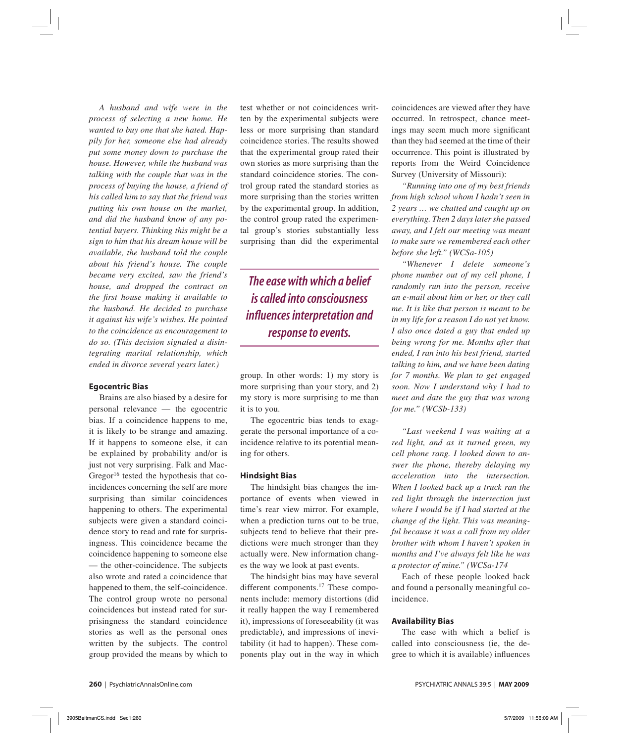*A husband and wife were in the process of selecting a new home. He wanted to buy one that she hated. Happily for her, someone else had already put some money down to purchase the house. However, while the husband was talking with the couple that was in the process of buying the house, a friend of his called him to say that the friend was putting his own house on the market, and did the husband know of any potential buyers. Thinking this might be a sign to him that his dream house will be available, the husband told the couple about his friend's house. The couple became very excited, saw the friend's house, and dropped the contract on the first house making it available to the husband. He decided to purchase it against his wife's wishes. He pointed to the coincidence as encouragement to do so. (This decision signaled a disintegrating marital relationship, which ended in divorce several years later.)*

### Egocentric Bias

Brains are also biased by a desire for personal relevance — the egocentric bias. If a coincidence happens to me, it is likely to be strange and amazing. If it happens to someone else, it can be explained by probability and/or is just not very surprising. Falk and MacGregor[16] tested the hypothesis that coincidences concerning the self are more surprising than similar coincidences happening to others. The experimental subjects were given a standard coincidence story to read and rate for surprisingness. This coincidence became the coincidence happening to someone else — the other-coincidence. The subjects also wrote and rated a coincidence that happened to them, the self-coincidence. The control group wrote no personal coincidences but instead rated for surprisingness the standard coincidence stories as well as the personal ones written by the subjects. The control group provided the means by which to test whether or not coincidences written by the experimental subjects were less or more surprising than standard coincidence stories. The results showed that the experimental group rated their own stories as more surprising than the standard coincidence stories. The control group rated the standard stories as more surprising than the stories written by the experimental group. In addition, the control group rated the experimental group's stories substantially less surprising than did the experimental group. In other words: 1) my story is more surprising than your story, and 2) my story is more surprising to me than it is to you.

> ***The ease with which a belief is called into consciousness influences interpretation and response to events.***

The egocentric bias tends to exaggerate the personal importance of a coincidence relative to its potential meaning for others.

### Hindsight Bias

The hindsight bias changes the importance of events when viewed in time's rear view mirror. For example, when a prediction turns out to be true, subjects tend to believe that their predictions were much stronger than they actually were. New information changes the way we look at past events.

The hindsight bias may have several different components.[17] These components include: memory distortions (did it really happen the way I remembered it), impressions of foreseeability (it was predictable), and impressions of inevitability (it had to happen). These components play out in the way in which coincidences are viewed after they have occurred. In retrospect, chance meetings may seem much more significant than they had seemed at the time of their occurrence. This point is illustrated by reports from the Weird Coincidence Survey (University of Missouri):

*"Running into one of my best friends from high school whom I hadn't seen in 2 years … we chatted and caught up on everything. Then 2 days later she passed away, and I felt our meeting was meant to make sure we remembered each other before she left." (WCSa-105)*

*"Whenever I delete someone's phone number out of my cell phone, I randomly run into the person, receive an e-mail about him or her, or they call me. It is like that person is meant to be in my life for a reason I do not yet know. I also once dated a guy that ended up being wrong for me. Months after that ended, I ran into his best friend, started talking to him, and we have been dating for 7 months. We plan to get engaged soon. Now I understand why I had to meet and date the guy that was wrong for me." (WCSb-133)*

*"Last weekend I was waiting at a red light, and as it turned green, my cell phone rang. I looked down to answer the phone, thereby delaying my acceleration into the intersection. When I looked back up a truck ran the red light through the intersection just where I would be if I had started at the change of the light. This was meaningful because it was a call from my older brother with whom I haven't spoken in months and I've always felt like he was a protector of mine." (WCSa-174*

Each of these people looked back and found a personally meaningful coincidence.

### Availability Bias

The ease with which a belief is called into consciousness (ie, the degree to which it is available) influences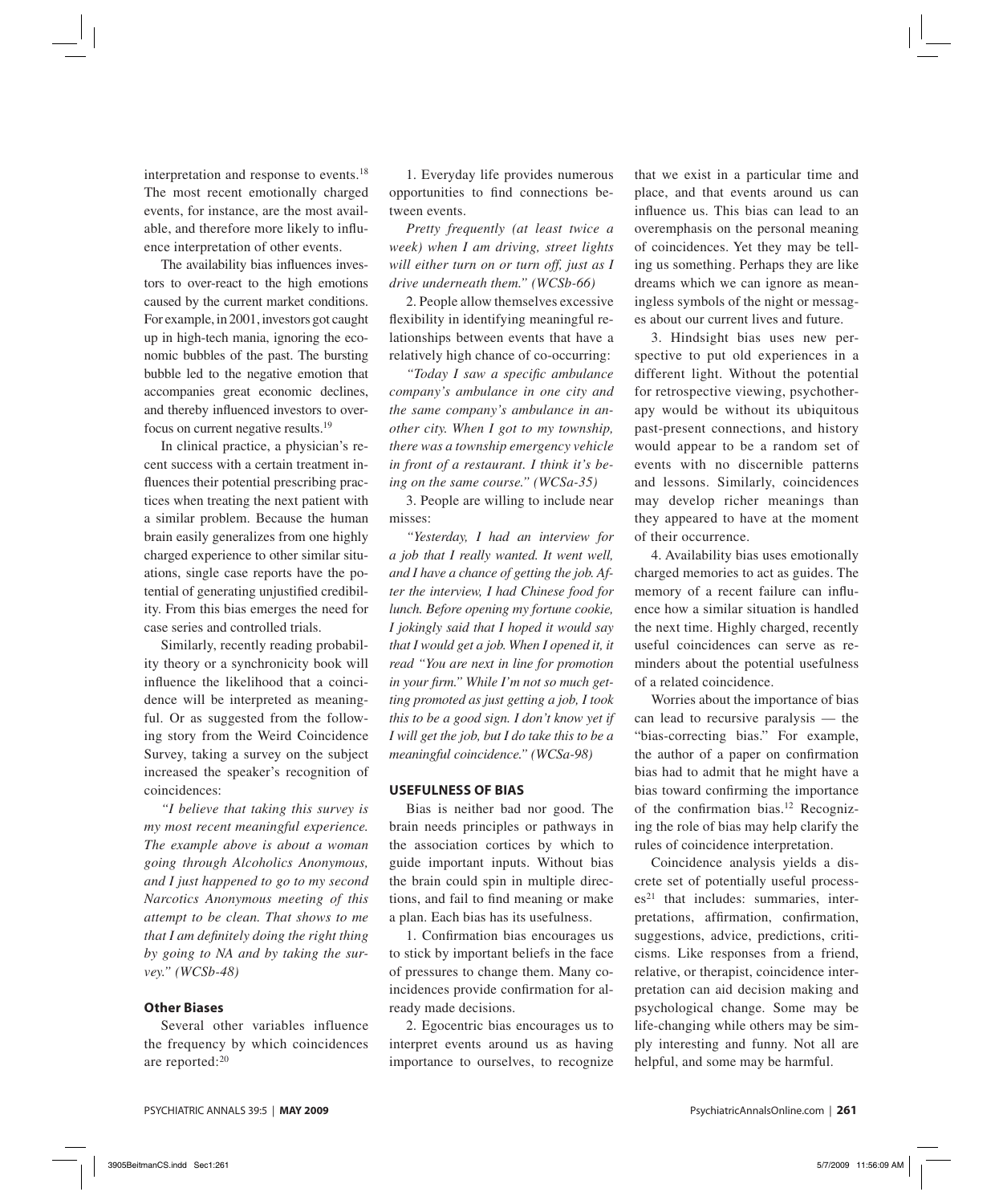interpretation and response to events.[18] The most recent emotionally charged events, for instance, are the most available, and therefore more likely to influence interpretation of other events.

The availability bias influences investors to over-react to the high emotions caused by the current market conditions. For example, in 2001, investors got caught up in high-tech mania, ignoring the economic bubbles of the past. The bursting bubble led to the negative emotion that accompanies great economic declines, and thereby influenced investors to overfocus on current negative results.[19]

In clinical practice, a physician's recent success with a certain treatment influences their potential prescribing practices when treating the next patient with a similar problem. Because the human brain easily generalizes from one highly charged experience to other similar situations, single case reports have the potential of generating unjustified credibility. From this bias emerges the need for case series and controlled trials.

Similarly, recently reading probability theory or a synchronicity book will influence the likelihood that a coincidence will be interpreted as meaningful. Or as suggested from the following story from the Weird Coincidence Survey, taking a survey on the subject increased the speaker's recognition of coincidences:

*"I believe that taking this survey is my most recent meaningful experience. The example above is about a woman going through Alcoholics Anonymous, and I just happened to go to my second Narcotics Anonymous meeting of this attempt to be clean. That shows to me that I am definitely doing the right thing by going to NA and by taking the survey." (WCSb-48)*

### Other Biases

Several other variables influence the frequency by which coincidences are reported:[20]

1. Everyday life provides numerous opportunities to find connections between events.

*Pretty frequently (at least twice a week) when I am driving, street lights will either turn on or turn off, just as I drive underneath them." (WCSb-66)*

2. People allow themselves excessive flexibility in identifying meaningful relationships between events that have a relatively high chance of co-occurring:

*"Today I saw a specific ambulance company's ambulance in one city and the same company's ambulance in another city. When I got to my township, there was a township emergency vehicle in front of a restaurant. I think it's being on the same course." (WCSa-35)*

3. People are willing to include near misses:

*"Yesterday, I had an interview for a job that I really wanted. It went well, and I have a chance of getting the job. After the interview, I had Chinese food for lunch. Before opening my fortune cookie, I jokingly said that I hoped it would say that I would get a job. When I opened it, it read "You are next in line for promotion in your firm." While I'm not so much getting promoted as just getting a job, I took this to be a good sign. I don't know yet if I will get the job, but I do take this to be a meaningful coincidence." (WCSa-98)*

## USEFULNESS OF BIAS

Bias is neither bad nor good. The brain needs principles or pathways in the association cortices by which to guide important inputs. Without bias the brain could spin in multiple directions, and fail to find meaning or make a plan. Each bias has its usefulness.

1. Confirmation bias encourages us to stick by important beliefs in the face of pressures to change them. Many coincidences provide confirmation for already made decisions.

2. Egocentric bias encourages us to interpret events around us as having importance to ourselves, to recognize that we exist in a particular time and place, and that events around us can influence us. This bias can lead to an overemphasis on the personal meaning of coincidences. Yet they may be telling us something. Perhaps they are like dreams which we can ignore as meaningless symbols of the night or messages about our current lives and future.

3. Hindsight bias uses new perspective to put old experiences in a different light. Without the potential for retrospective viewing, psychotherapy would be without its ubiquitous past-present connections, and history would appear to be a random set of events with no discernible patterns and lessons. Similarly, coincidences may develop richer meanings than they appeared to have at the moment of their occurrence.

4. Availability bias uses emotionally charged memories to act as guides. The memory of a recent failure can influence how a similar situation is handled the next time. Highly charged, recently useful coincidences can serve as reminders about the potential usefulness of a related coincidence.

Worries about the importance of bias can lead to recursive paralysis — the "bias-correcting bias." For example, the author of a paper on confirmation bias had to admit that he might have a bias toward confirming the importance of the confirmation bias.[12] Recognizing the role of bias may help clarify the rules of coincidence interpretation.

Coincidence analysis yields a discrete set of potentially useful processes[21] that includes: summaries, interpretations, affirmation, confirmation, suggestions, advice, predictions, criticisms. Like responses from a friend, relative, or therapist, coincidence interpretation can aid decision making and psychological change. Some may be life-changing while others may be simply interesting and funny. Not all are helpful, and some may be harmful.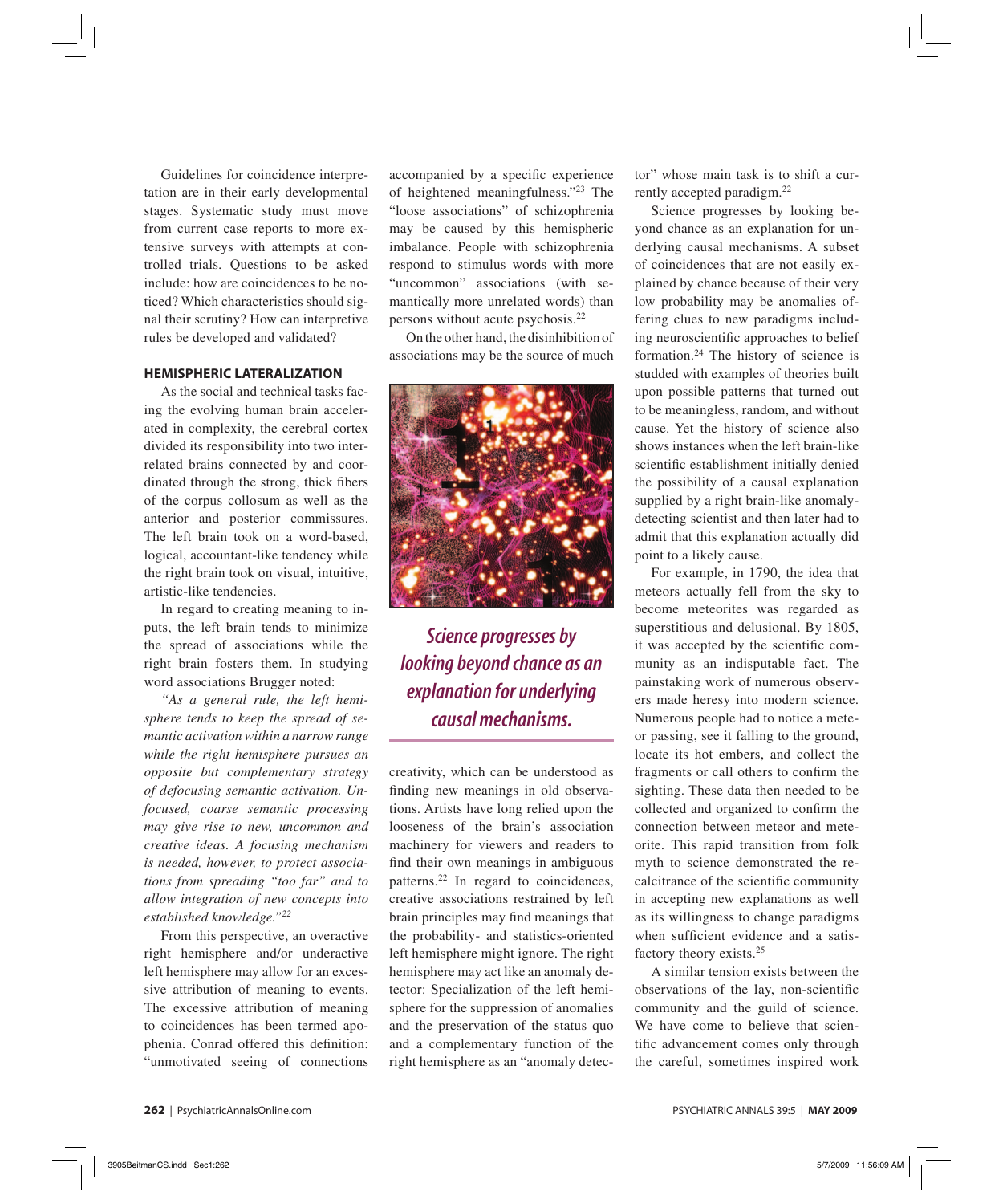Guidelines for coincidence interpretation are in their early developmental stages. Systematic study must move from current case reports to more extensive surveys with attempts at controlled trials. Questions to be asked include: how are coincidences to be noticed? Which characteristics should signal their scrutiny? How can interpretive rules be developed and validated?

## HEMISPHERIC LATERALIZATION

As the social and technical tasks facing the evolving human brain accelerated in complexity, the cerebral cortex divided its responsibility into two interrelated brains connected by and coordinated through the strong, thick fibers of the corpus collosum as well as the anterior and posterior commissures. The left brain took on a word-based, logical, accountant-like tendency while the right brain took on visual, intuitive, artistic-like tendencies.

In regard to creating meaning to inputs, the left brain tends to minimize the spread of associations while the right brain fosters them. In studying word associations Brugger noted:

*"As a general rule, the left hemisphere tends to keep the spread of semantic activation within a narrow range while the right hemisphere pursues an opposite but complementary strategy of defocusing semantic activation. Unfocused, coarse semantic processing may give rise to new, uncommon and creative ideas. A focusing mechanism is needed, however, to protect associations from spreading "too far" and to allow integration of new concepts into established knowledge."*[22]

From this perspective, an overactive right hemisphere and/or underactive left hemisphere may allow for an excessive attribution of meaning to events. The excessive attribution of meaning to coincidences has been termed apophenia. Conrad offered this definition: "unmotivated seeing of connections accompanied by a specific experience of heightened meaningfulness."[23] The "loose associations" of schizophrenia may be caused by this hemispheric imbalance. People with schizophrenia respond to stimulus words with more "uncommon" associations (with semantically more unrelated words) than persons without acute psychosis.[22]

On the other hand, the disinhibition of associations may be the source of much creativity, which can be understood as finding new meanings in old observations. Artists have long relied upon the looseness of the brain's association machinery for viewers and readers to find their own meanings in ambiguous patterns.[22] In regard to coincidences, creative associations restrained by left brain principles may find meanings that the probability- and statistics-oriented left hemisphere might ignore. The right hemisphere may act like an anomaly detector: Specialization of the left hemisphere for the suppression of anomalies and the preservation of the status quo and a complementary function of the right hemisphere as an "anomaly detector" whose main task is to shift a currently accepted paradigm.[22]

***Science progresses by looking beyond chance as an explanation for underlying causal mechanisms.***

Science progresses by looking beyond chance as an explanation for underlying causal mechanisms. A subset of coincidences that are not easily explained by chance because of their very low probability may be anomalies offering clues to new paradigms including neuroscientific approaches to belief formation.[24] The history of science is studded with examples of theories built upon possible patterns that turned out to be meaningless, random, and without cause. Yet the history of science also shows instances when the left brain-like scientific establishment initially denied the possibility of a causal explanation supplied by a right brain-like anomaly-detecting scientist and then later had to admit that this explanation actually did point to a likely cause.

For example, in 1790, the idea that meteors actually fell from the sky to become meteorites was regarded as superstitious and delusional. By 1805, it was accepted by the scientific community as an indisputable fact. The painstaking work of numerous observers made heresy into modern science. Numerous people had to notice a meteor passing, see it falling to the ground, locate its hot embers, and collect the fragments or call others to confirm the sighting. These data then needed to be collected and organized to confirm the connection between meteor and meteorite. This rapid transition from folk myth to science demonstrated the recalcitrance of the scientific community in accepting new explanations as well as its willingness to change paradigms when sufficient evidence and a satisfactory theory exists.[25]

A similar tension exists between the observations of the lay, non-scientific community and the guild of science. We have come to believe that scientific advancement comes only through the careful, sometimes inspired work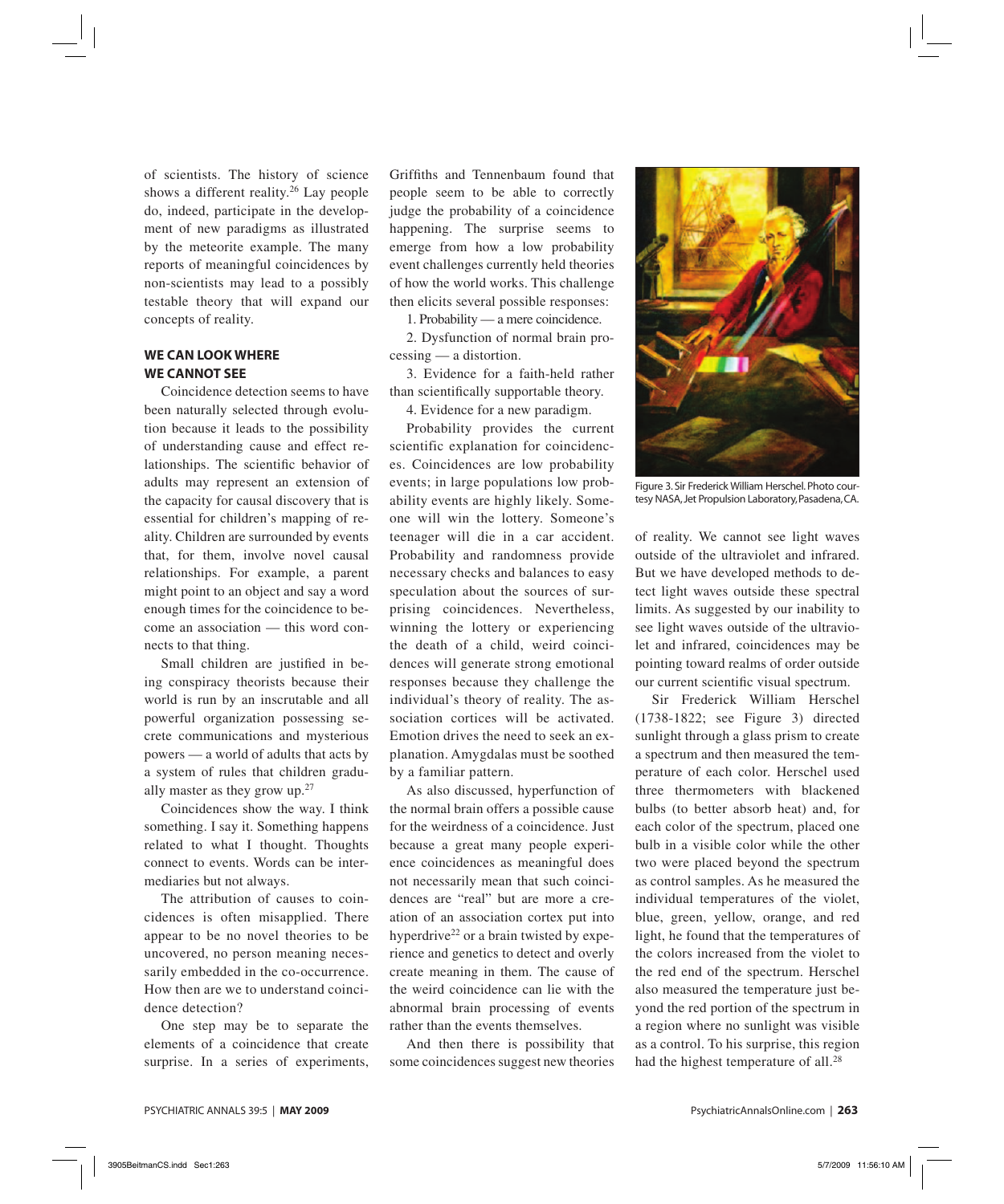of scientists. The history of science shows a different reality.[26] Lay people do, indeed, participate in the development of new paradigms as illustrated by the meteorite example. The many reports of meaningful coincidences by non-scientists may lead to a possibly testable theory that will expand our concepts of reality.

## WE CAN LOOK WHERE WE CANNOT SEE

Coincidence detection seems to have been naturally selected through evolution because it leads to the possibility of understanding cause and effect relationships. The scientific behavior of adults may represent an extension of the capacity for causal discovery that is essential for children's mapping of reality. Children are surrounded by events that, for them, involve novel causal relationships. For example, a parent might point to an object and say a word enough times for the coincidence to become an association — this word connects to that thing.

Small children are justified in being conspiracy theorists because their world is run by an inscrutable and all powerful organization possessing secrete communications and mysterious powers — a world of adults that acts by a system of rules that children gradually master as they grow up.[27]

Coincidences show the way. I think something. I say it. Something happens related to what I thought. Thoughts connect to events. Words can be intermediaries but not always.

The attribution of causes to coincidences is often misapplied. There appear to be no novel theories to be uncovered, no person meaning necessarily embedded in the co-occurrence. How then are we to understand coincidence detection?

One step may be to separate the elements of a coincidence that create surprise. In a series of experiments, Griffiths and Tennenbaum found that people seem to be able to correctly judge the probability of a coincidence happening. The surprise seems to emerge from how a low probability event challenges currently held theories of how the world works. This challenge then elicits several possible responses:

1. Probability — a mere coincidence.
2. Dysfunction of normal brain processing — a distortion.
3. Evidence for a faith-held rather than scientifically supportable theory.
4. Evidence for a new paradigm.

Probability provides the current scientific explanation for coincidences. Coincidences are low probability events; in large populations low probability events are highly likely. Someone will win the lottery. Someone's teenager will die in a car accident. Probability and randomness provide necessary checks and balances to easy speculation about the sources of surprising coincidences. Nevertheless, winning the lottery or experiencing the death of a child, weird coincidences will generate strong emotional responses because they challenge the individual's theory of reality. The association cortices will be activated. Emotion drives the need to seek an explanation. Amygdalas must be soothed by a familiar pattern.

As also discussed, hyperfunction of the normal brain offers a possible cause for the weirdness of a coincidence. Just because a great many people experience coincidences as meaningful does not necessarily mean that such coincidences are "real" but are more a creation of an association cortex put into hyperdrive[22] or a brain twisted by experience and genetics to detect and overly create meaning in them. The cause of the weird coincidence can lie with the abnormal brain processing of events rather than the events themselves.

And then there is possibility that some coincidences suggest new theories of reality. We cannot see light waves outside of the ultraviolet and infrared. But we have developed methods to detect light waves outside these spectral limits. As suggested by our inability to see light waves outside of the ultraviolet and infrared, coincidences may be pointing toward realms of order outside our current scientific visual spectrum.

Figure 3. Sir Frederick William Herschel. Photo courtesy NASA, Jet Propulsion Laboratory, Pasadena, CA.

Sir Frederick William Herschel (1738-1822; see Figure 3) directed sunlight through a glass prism to create a spectrum and then measured the temperature of each color. Herschel used three thermometers with blackened bulbs (to better absorb heat) and, for each color of the spectrum, placed one bulb in a visible color while the other two were placed beyond the spectrum as control samples. As he measured the individual temperatures of the violet, blue, green, yellow, orange, and red light, he found that the temperatures of the colors increased from the violet to the red end of the spectrum. Herschel also measured the temperature just beyond the red portion of the spectrum in a region where no sunlight was visible as a control. To his surprise, this region had the highest temperature of all.[28]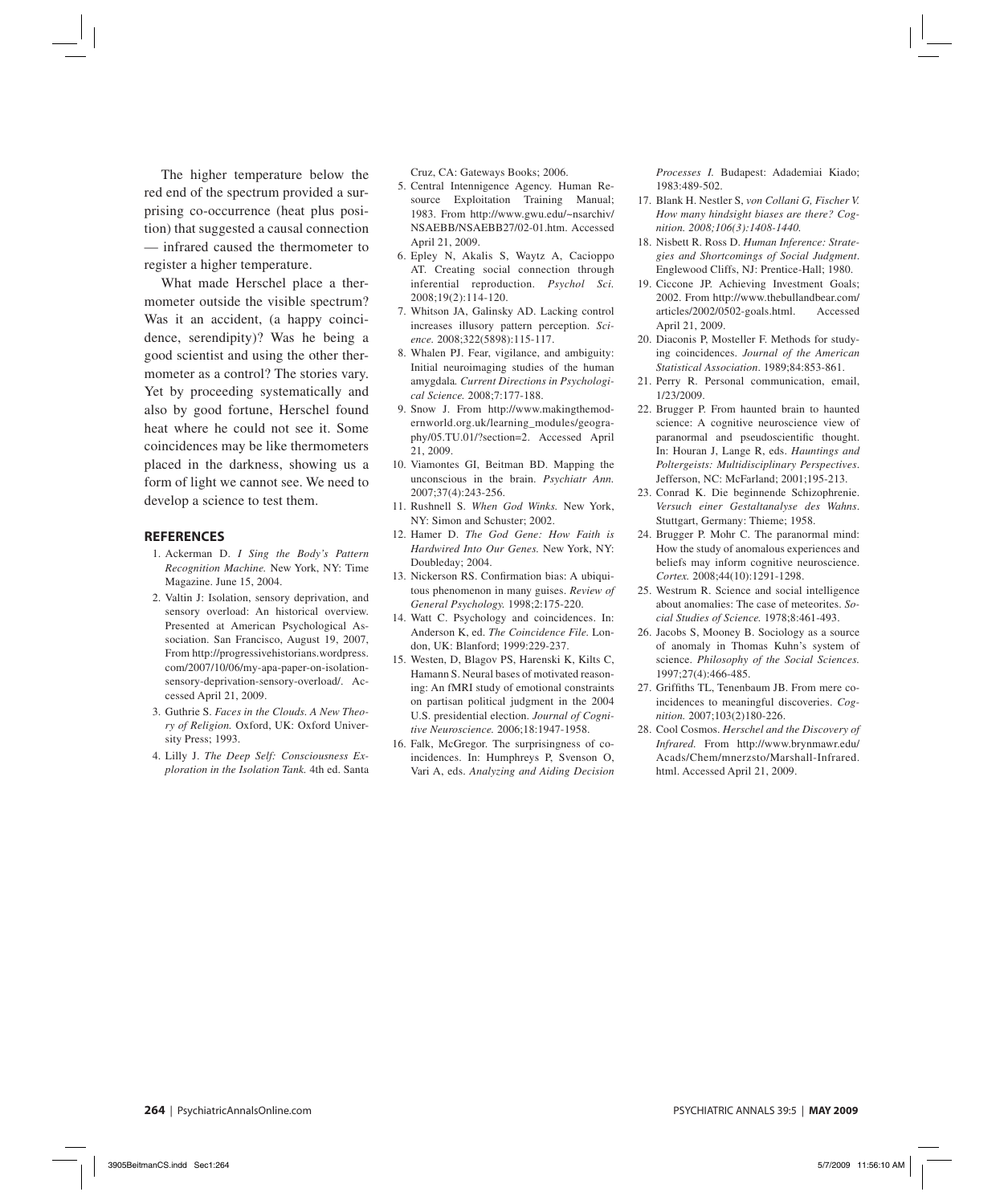The higher temperature below the red end of the spectrum provided a surprising co-occurrence (heat plus position) that suggested a causal connection — infrared caused the thermometer to register a higher temperature.

What made Herschel place a thermometer outside the visible spectrum? Was it an accident, (a happy coincidence, serendipity)? Was he being a good scientist and using the other thermometer as a control? The stories vary. Yet by proceeding systematically and also by good fortune, Herschel found heat where he could not see it. Some coincidences may be like thermometers placed in the darkness, showing us a form of light we cannot see. We need to develop a science to test them.

## REFERENCES

1. Ackerman D. *I Sing the Body's Pattern Recognition Machine.* New York, NY: Time Magazine. June 15, 2004.
2. Valtin J: Isolation, sensory deprivation, and sensory overload: An historical overview. Presented at American Psychological Association. San Francisco, August 19, 2007, From http://progressivehistorians.wordpress.com/2007/10/06/my-apa-paper-on-isolation-sensory-deprivation-sensory-overload/. Accessed April 21, 2009.
3. Guthrie S. *Faces in the Clouds. A New Theory of Religion.* Oxford, UK: Oxford University Press; 1993.
4. Lilly J. *The Deep Self: Consciousness Exploration in the Isolation Tank.* 4th ed. Santa Cruz, CA: Gateways Books; 2006.
5. Central Intennigence Agency. Human Resource Exploitation Training Manual; 1983. From http://www.gwu.edu/~nsarchiv/NSAEBB/NSAEBB27/02-01.htm. Accessed April 21, 2009.
6. Epley N, Akalis S, Waytz A, Cacioppo AT. Creating social connection through inferential reproduction. *Psychol Sci.* 2008;19(2):114-120.
7. Whitson JA, Galinsky AD. Lacking control increases illusory pattern perception. *Science.* 2008;322(5898):115-117.
8. Whalen PJ. Fear, vigilance, and ambiguity: Initial neuroimaging studies of the human amygdala. *Current Directions in Psychological Science.* 2008;7:177-188.
9. Snow J. From http://www.makingthemodernworld.org.uk/learning_modules/geography/05.TU.01/?section=2. Accessed April 21, 2009.
10. Viamontes GI, Beitman BD. Mapping the unconscious in the brain. *Psychiatr Ann.* 2007;37(4):243-256.
11. Rushnell S. *When God Winks.* New York, NY: Simon and Schuster; 2002.
12. Hamer D. *The God Gene: How Faith is Hardwired Into Our Genes.* New York, NY: Doubleday; 2004.
13. Nickerson RS. Confirmation bias: A ubiquitous phenomenon in many guises. *Review of General Psychology.* 1998;2:175-220.
14. Watt C. Psychology and coincidences. In: Anderson K, ed. *The Coincidence File.* London, UK: Blanford; 1999:229-237.
15. Westen, D, Blagov PS, Harenski K, Kilts C, Hamann S. Neural bases of motivated reasoning: An fMRI study of emotional constraints on partisan political judgment in the 2004 U.S. presidential election. *Journal of Cognitive Neuroscience.* 2006;18:1947-1958.
16. Falk, McGregor. The surprisingness of coincidences. In: Humphreys P, Svenson O, Vari A, eds. *Analyzing and Aiding Decision Processes I.* Budapest: Adademiai Kiado; 1983:489-502.
17. Blank H. Nestler S, *von Collani G, Fischer V. How many hindsight biases are there? Cognition. 2008;106(3):1408-1440.*
18. Nisbett R. Ross D. *Human Inference: Strategies and Shortcomings of Social Judgment*. Englewood Cliffs, NJ: Prentice-Hall; 1980.
19. Ciccone JP. Achieving Investment Goals; 2002. From http://www.thebullandbear.com/articles/2002/0502-goals.html. Accessed April 21, 2009.
20. Diaconis P, Mosteller F. Methods for studying coincidences. *Journal of the American Statistical Association*. 1989;84:853-861.
21. Perry R. Personal communication, email, 1/23/2009.
22. Brugger P. From haunted brain to haunted science: A cognitive neuroscience view of paranormal and pseudoscientific thought. In: Houran J, Lange R, eds. *Hauntings and Poltergeists: Multidisciplinary Perspectives*. Jefferson, NC: McFarland; 2001;195-213.
23. Conrad K. Die beginnende Schizophrenie. *Versuch einer Gestaltanalyse des Wahns*. Stuttgart, Germany: Thieme; 1958.
24. Brugger P. Mohr C. The paranormal mind: How the study of anomalous experiences and beliefs may inform cognitive neuroscience. *Cortex.* 2008;44(10):1291-1298.
25. Westrum R. Science and social intelligence about anomalies: The case of meteorites. *Social Studies of Science.* 1978;8:461-493.
26. Jacobs S, Mooney B. Sociology as a source of anomaly in Thomas Kuhn's system of science. *Philosophy of the Social Sciences.* 1997;27(4):466-485.
27. Griffiths TL, Tenenbaum JB. From mere coincidences to meaningful discoveries. *Cognition.* 2007;103(2)180-226.
28. Cool Cosmos. *Herschel and the Discovery of Infrared.* From http://www.brynmawr.edu/Acads/Chem/mnerzsto/Marshall-Infrared.html. Accessed April 21, 2009.